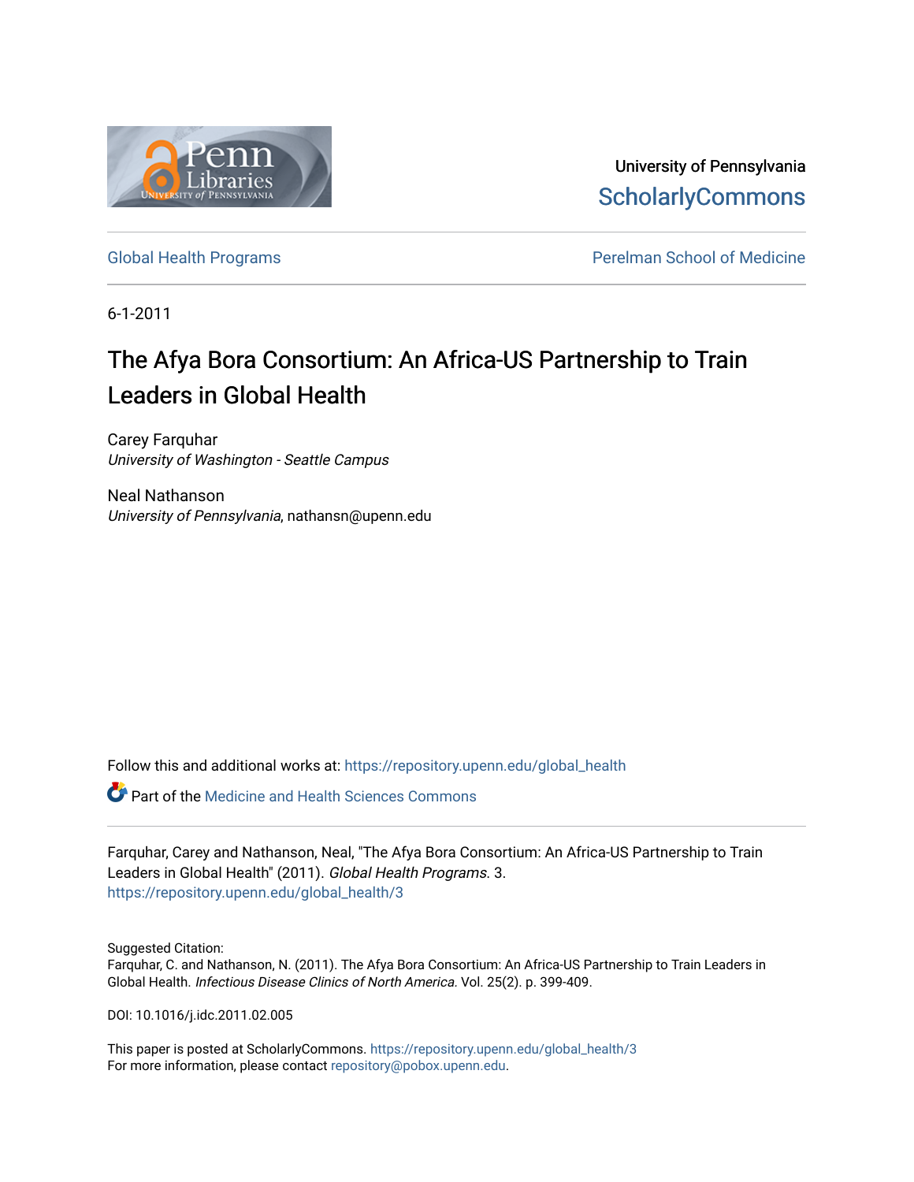University of Pennsylvania
ScholarlyCommons

Global Health Programs | Perelman School of Medicine

6-1-2011

# The Afya Bora Consortium: An Africa-US Partnership to Train Leaders in Global Health

Carey Farquhar
*University of Washington - Seattle Campus*

Neal Nathanson
*University of Pennsylvania*, nathansn@upenn.edu

Follow this and additional works at: https://repository.upenn.edu/global_health

Part of the Medicine and Health Sciences Commons

Farquhar, Carey and Nathanson, Neal, "The Afya Bora Consortium: An Africa-US Partnership to Train Leaders in Global Health" (2011). *Global Health Programs*. 3.
https://repository.upenn.edu/global_health/3

Suggested Citation:
Farquhar, C. and Nathanson, N. (2011). The Afya Bora Consortium: An Africa-US Partnership to Train Leaders in Global Health. *Infectious Disease Clinics of North America.* Vol. 25(2). p. 399-409.

DOI: 10.1016/j.idc.2011.02.005

This paper is posted at ScholarlyCommons. https://repository.upenn.edu/global_health/3
For more information, please contact repository@pobox.upenn.edu.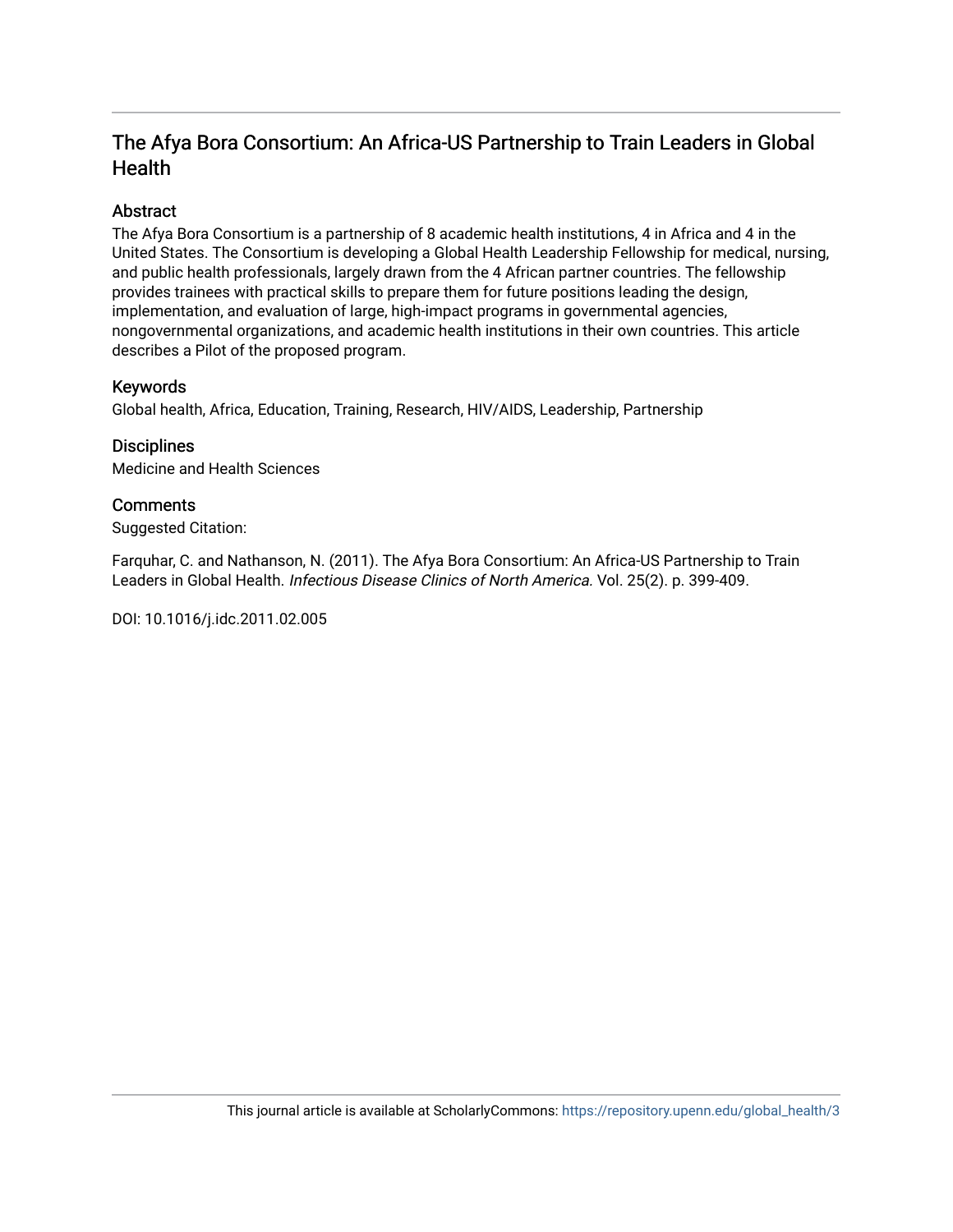# The Afya Bora Consortium: An Africa-US Partnership to Train Leaders in Global Health

## Abstract

The Afya Bora Consortium is a partnership of 8 academic health institutions, 4 in Africa and 4 in the United States. The Consortium is developing a Global Health Leadership Fellowship for medical, nursing, and public health professionals, largely drawn from the 4 African partner countries. The fellowship provides trainees with practical skills to prepare them for future positions leading the design, implementation, and evaluation of large, high-impact programs in governmental agencies, nongovernmental organizations, and academic health institutions in their own countries. This article describes a Pilot of the proposed program.

## Keywords

Global health, Africa, Education, Training, Research, HIV/AIDS, Leadership, Partnership

## Disciplines

Medicine and Health Sciences

## Comments

Suggested Citation:

Farquhar, C. and Nathanson, N. (2011). The Afya Bora Consortium: An Africa-US Partnership to Train Leaders in Global Health. *Infectious Disease Clinics of North America.* Vol. 25(2). p. 399-409.

DOI: 10.1016/j.idc.2011.02.005

This journal article is available at ScholarlyCommons: https://repository.upenn.edu/global_health/3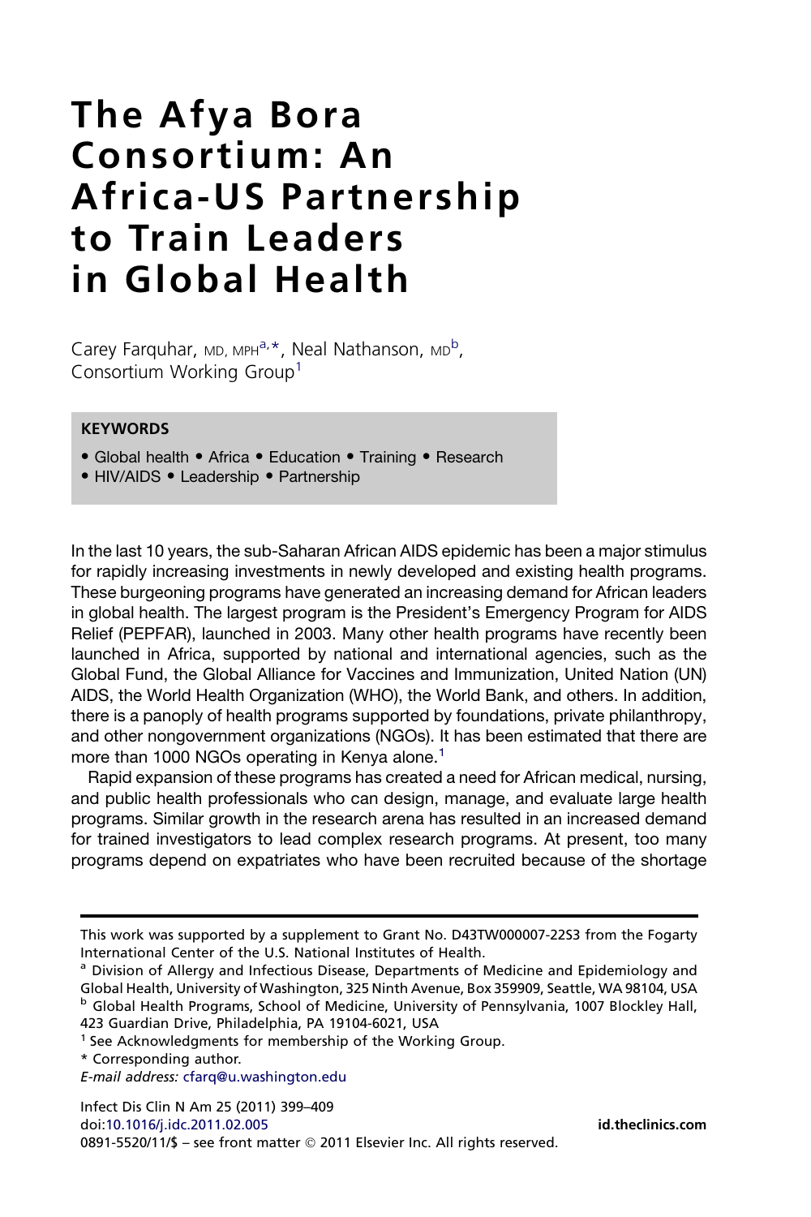# The Afya Bora Consortium: An Africa-US Partnership to Train Leaders in Global Health

Carey Farquhar, MD, MPH[a,*], Neal Nathanson, MD[b], Consortium Working Group[1]

**KEYWORDS**

- Global health • Africa • Education • Training • Research
- HIV/AIDS • Leadership • Partnership

In the last 10 years, the sub-Saharan African AIDS epidemic has been a major stimulus for rapidly increasing investments in newly developed and existing health programs. These burgeoning programs have generated an increasing demand for African leaders in global health. The largest program is the President's Emergency Program for AIDS Relief (PEPFAR), launched in 2003. Many other health programs have recently been launched in Africa, supported by national and international agencies, such as the Global Fund, the Global Alliance for Vaccines and Immunization, United Nation (UN) AIDS, the World Health Organization (WHO), the World Bank, and others. In addition, there is a panoply of health programs supported by foundations, private philanthropy, and other nongovernment organizations (NGOs). It has been estimated that there are more than 1000 NGOs operating in Kenya alone.[1]

Rapid expansion of these programs has created a need for African medical, nursing, and public health professionals who can design, manage, and evaluate large health programs. Similar growth in the research arena has resulted in an increased demand for trained investigators to lead complex research programs. At present, too many programs depend on expatriates who have been recruited because of the shortage

---

This work was supported by a supplement to Grant No. D43TW000007-22S3 from the Fogarty International Center of the U.S. National Institutes of Health.

[a] Division of Allergy and Infectious Disease, Departments of Medicine and Epidemiology and Global Health, University of Washington, 325 Ninth Avenue, Box 359909, Seattle, WA 98104, USA

[b] Global Health Programs, School of Medicine, University of Pennsylvania, 1007 Blockley Hall, 423 Guardian Drive, Philadelphia, PA 19104-6021, USA

[1] See Acknowledgments for membership of the Working Group.

\* Corresponding author.

*E-mail address:* cfarq@u.washington.edu

Infect Dis Clin N Am 25 (2011) 399–409
doi:10.1016/j.idc.2011.02.005
0891-5520/11/$ – see front matter © 2011 Elsevier Inc. All rights reserved.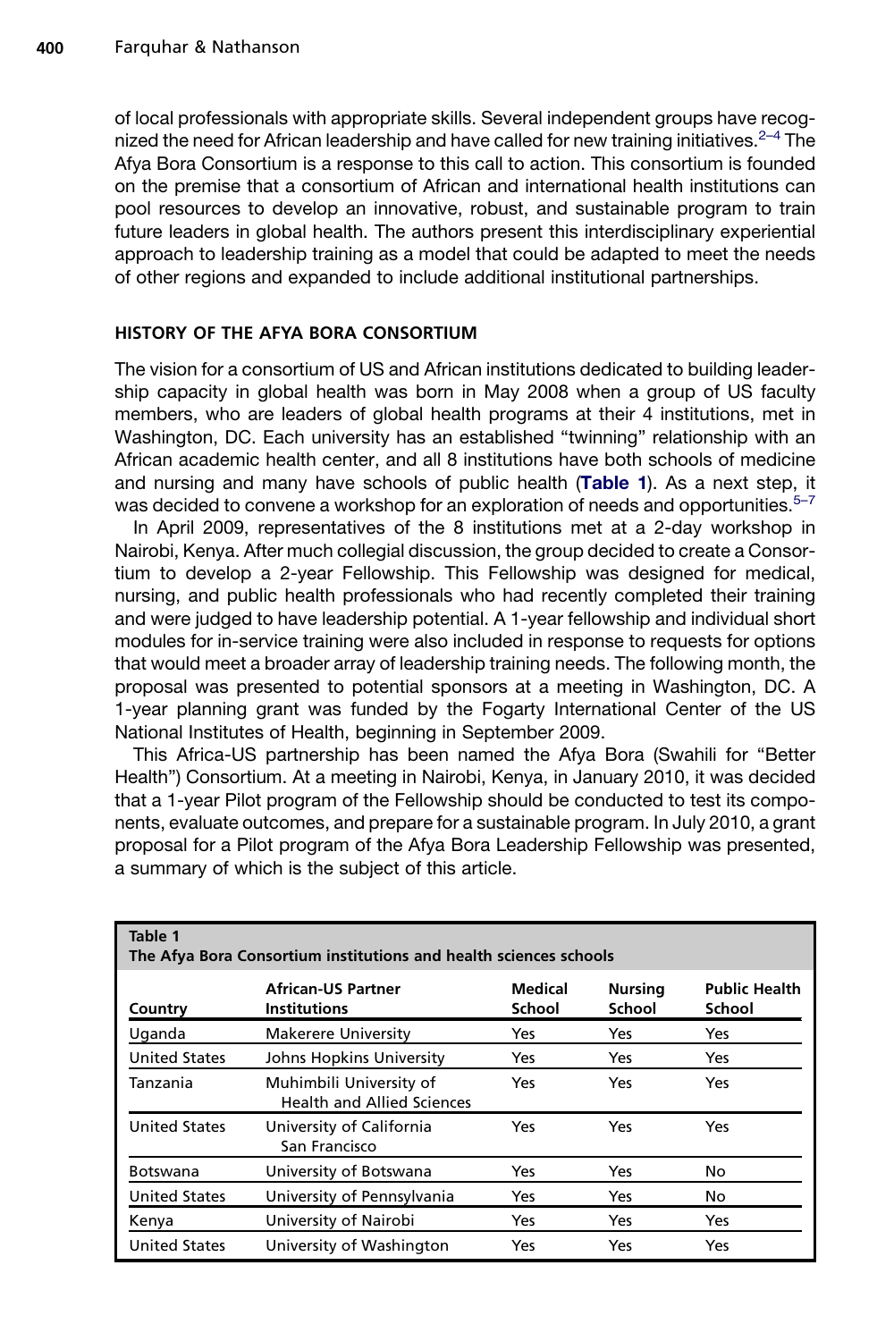of local professionals with appropriate skills. Several independent groups have recognized the need for African leadership and have called for new training initiatives.[2–4] The Afya Bora Consortium is a response to this call to action. This consortium is founded on the premise that a consortium of African and international health institutions can pool resources to develop an innovative, robust, and sustainable program to train future leaders in global health. The authors present this interdisciplinary experiential approach to leadership training as a model that could be adapted to meet the needs of other regions and expanded to include additional institutional partnerships.

## HISTORY OF THE AFYA BORA CONSORTIUM

The vision for a consortium of US and African institutions dedicated to building leadership capacity in global health was born in May 2008 when a group of US faculty members, who are leaders of global health programs at their 4 institutions, met in Washington, DC. Each university has an established "twinning" relationship with an African academic health center, and all 8 institutions have both schools of medicine and nursing and many have schools of public health (**Table 1**). As a next step, it was decided to convene a workshop for an exploration of needs and opportunities.[5–7]

In April 2009, representatives of the 8 institutions met at a 2-day workshop in Nairobi, Kenya. After much collegial discussion, the group decided to create a Consortium to develop a 2-year Fellowship. This Fellowship was designed for medical, nursing, and public health professionals who had recently completed their training and were judged to have leadership potential. A 1-year fellowship and individual short modules for in-service training were also included in response to requests for options that would meet a broader array of leadership training needs. The following month, the proposal was presented to potential sponsors at a meeting in Washington, DC. A 1-year planning grant was funded by the Fogarty International Center of the US National Institutes of Health, beginning in September 2009.

This Africa-US partnership has been named the Afya Bora (Swahili for "Better Health") Consortium. At a meeting in Nairobi, Kenya, in January 2010, it was decided that a 1-year Pilot program of the Fellowship should be conducted to test its components, evaluate outcomes, and prepare for a sustainable program. In July 2010, a grant proposal for a Pilot program of the Afya Bora Leadership Fellowship was presented, a summary of which is the subject of this article.

**Table 1**
**The Afya Bora Consortium institutions and health sciences schools**

| Country | African-US Partner Institutions | Medical School | Nursing School | Public Health School |
|---|---|---|---|---|
| Uganda | Makerere University | Yes | Yes | Yes |
| United States | Johns Hopkins University | Yes | Yes | Yes |
| Tanzania | Muhimbili University of Health and Allied Sciences | Yes | Yes | Yes |
| United States | University of California San Francisco | Yes | Yes | Yes |
| Botswana | University of Botswana | Yes | Yes | No |
| United States | University of Pennsylvania | Yes | Yes | No |
| Kenya | University of Nairobi | Yes | Yes | Yes |
| United States | University of Washington | Yes | Yes | Yes |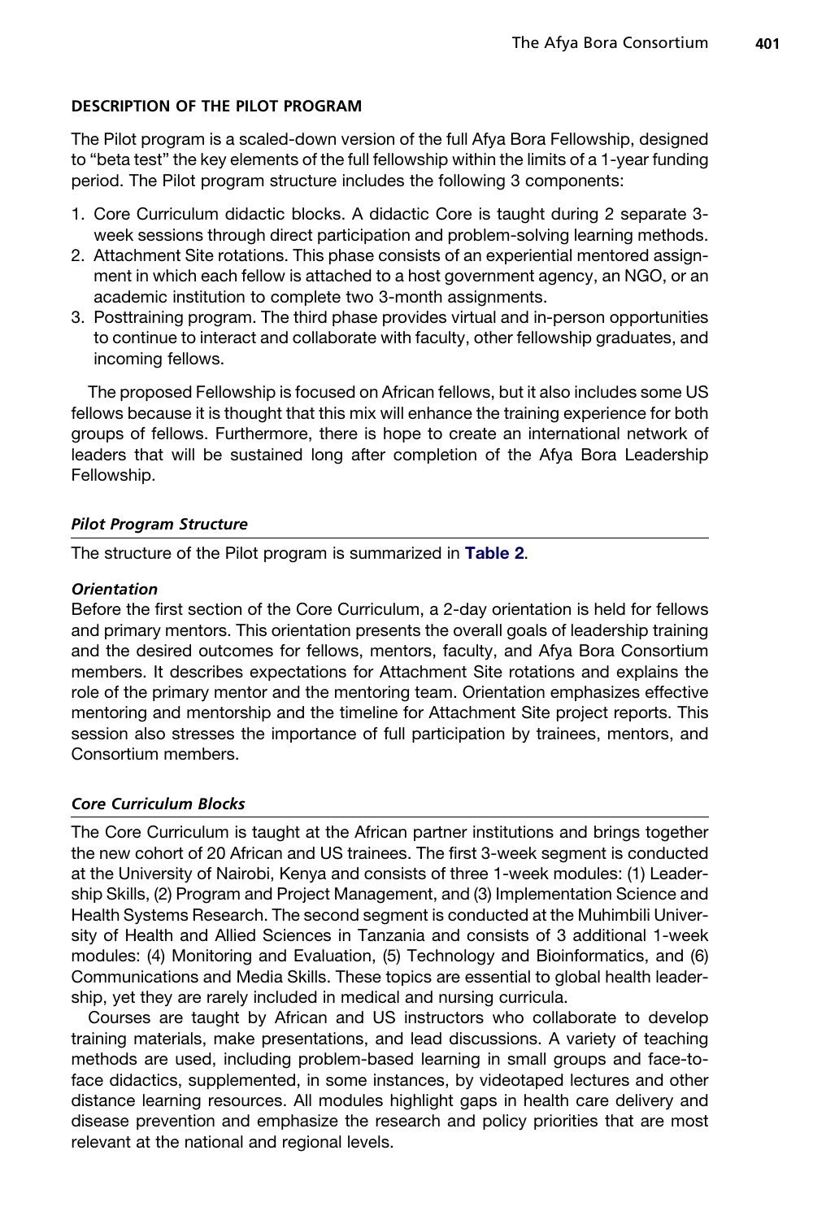## DESCRIPTION OF THE PILOT PROGRAM

The Pilot program is a scaled-down version of the full Afya Bora Fellowship, designed to "beta test" the key elements of the full fellowship within the limits of a 1-year funding period. The Pilot program structure includes the following 3 components:

1. Core Curriculum didactic blocks. A didactic Core is taught during 2 separate 3-week sessions through direct participation and problem-solving learning methods.
2. Attachment Site rotations. This phase consists of an experiential mentored assignment in which each fellow is attached to a host government agency, an NGO, or an academic institution to complete two 3-month assignments.
3. Posttraining program. The third phase provides virtual and in-person opportunities to continue to interact and collaborate with faculty, other fellowship graduates, and incoming fellows.

The proposed Fellowship is focused on African fellows, but it also includes some US fellows because it is thought that this mix will enhance the training experience for both groups of fellows. Furthermore, there is hope to create an international network of leaders that will be sustained long after completion of the Afya Bora Leadership Fellowship.

### *Pilot Program Structure*

The structure of the Pilot program is summarized in **Table 2**.

#### *Orientation*

Before the first section of the Core Curriculum, a 2-day orientation is held for fellows and primary mentors. This orientation presents the overall goals of leadership training and the desired outcomes for fellows, mentors, faculty, and Afya Bora Consortium members. It describes expectations for Attachment Site rotations and explains the role of the primary mentor and the mentoring team. Orientation emphasizes effective mentoring and mentorship and the timeline for Attachment Site project reports. This session also stresses the importance of full participation by trainees, mentors, and Consortium members.

### *Core Curriculum Blocks*

The Core Curriculum is taught at the African partner institutions and brings together the new cohort of 20 African and US trainees. The first 3-week segment is conducted at the University of Nairobi, Kenya and consists of three 1-week modules: (1) Leadership Skills, (2) Program and Project Management, and (3) Implementation Science and Health Systems Research. The second segment is conducted at the Muhimbili University of Health and Allied Sciences in Tanzania and consists of 3 additional 1-week modules: (4) Monitoring and Evaluation, (5) Technology and Bioinformatics, and (6) Communications and Media Skills. These topics are essential to global health leadership, yet they are rarely included in medical and nursing curricula.

Courses are taught by African and US instructors who collaborate to develop training materials, make presentations, and lead discussions. A variety of teaching methods are used, including problem-based learning in small groups and face-to-face didactics, supplemented, in some instances, by videotaped lectures and other distance learning resources. All modules highlight gaps in health care delivery and disease prevention and emphasize the research and policy priorities that are most relevant at the national and regional levels.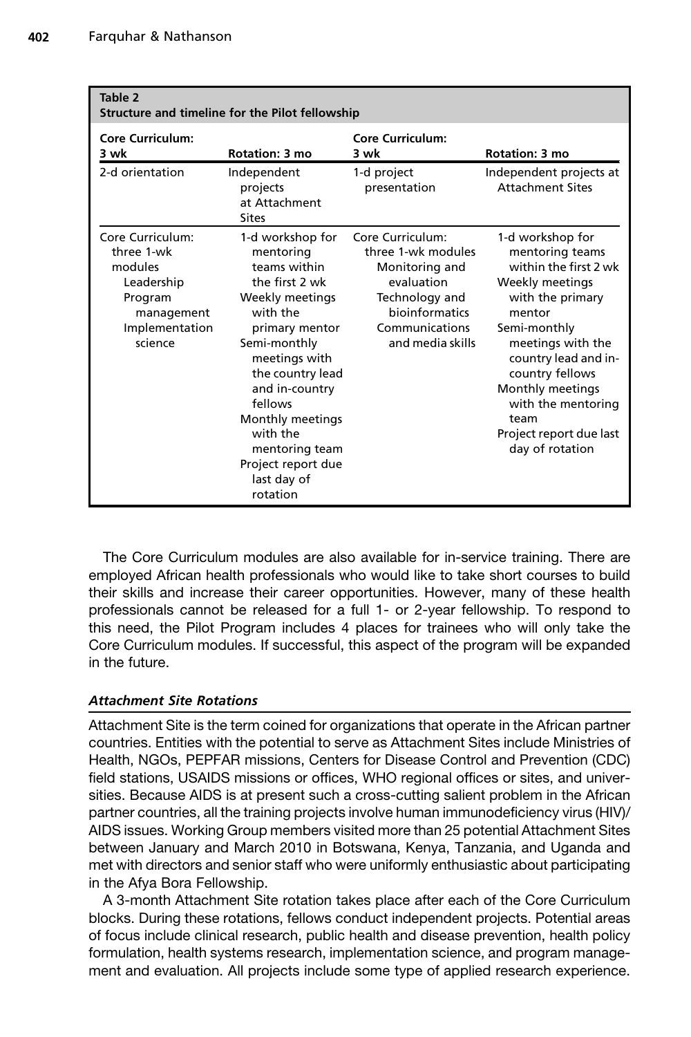**Table 2**
**Structure and timeline for the Pilot fellowship**

| Core Curriculum: 3 wk | Rotation: 3 mo | Core Curriculum: 3 wk | Rotation: 3 mo |
|---|---|---|---|
| 2-d orientation | Independent projects at Attachment Sites | 1-d project presentation | Independent projects at Attachment Sites |
| Core Curriculum: three 1-wk modules<br>Leadership<br>Program management<br>Implementation science | 1-d workshop for mentoring teams within the first 2 wk<br>Weekly meetings with the primary mentor<br>Semi-monthly meetings with the country lead and in-country fellows<br>Monthly meetings with the mentoring team<br>Project report due last day of rotation | Core Curriculum: three 1-wk modules<br>Monitoring and evaluation<br>Technology and bioinformatics<br>Communications and media skills | 1-d workshop for mentoring teams within the first 2 wk<br>Weekly meetings with the primary mentor<br>Semi-monthly meetings with the country lead and in-country fellows<br>Monthly meetings with the mentoring team<br>Project report due last day of rotation |

The Core Curriculum modules are also available for in-service training. There are employed African health professionals who would like to take short courses to build their skills and increase their career opportunities. However, many of these health professionals cannot be released for a full 1- or 2-year fellowship. To respond to this need, the Pilot Program includes 4 places for trainees who will only take the Core Curriculum modules. If successful, this aspect of the program will be expanded in the future.

### *Attachment Site Rotations*

Attachment Site is the term coined for organizations that operate in the African partner countries. Entities with the potential to serve as Attachment Sites include Ministries of Health, NGOs, PEPFAR missions, Centers for Disease Control and Prevention (CDC) field stations, USAIDS missions or offices, WHO regional offices or sites, and universities. Because AIDS is at present such a cross-cutting salient problem in the African partner countries, all the training projects involve human immunodeficiency virus (HIV)/AIDS issues. Working Group members visited more than 25 potential Attachment Sites between January and March 2010 in Botswana, Kenya, Tanzania, and Uganda and met with directors and senior staff who were uniformly enthusiastic about participating in the Afya Bora Fellowship.

A 3-month Attachment Site rotation takes place after each of the Core Curriculum blocks. During these rotations, fellows conduct independent projects. Potential areas of focus include clinical research, public health and disease prevention, health policy formulation, health systems research, implementation science, and program management and evaluation. All projects include some type of applied research experience.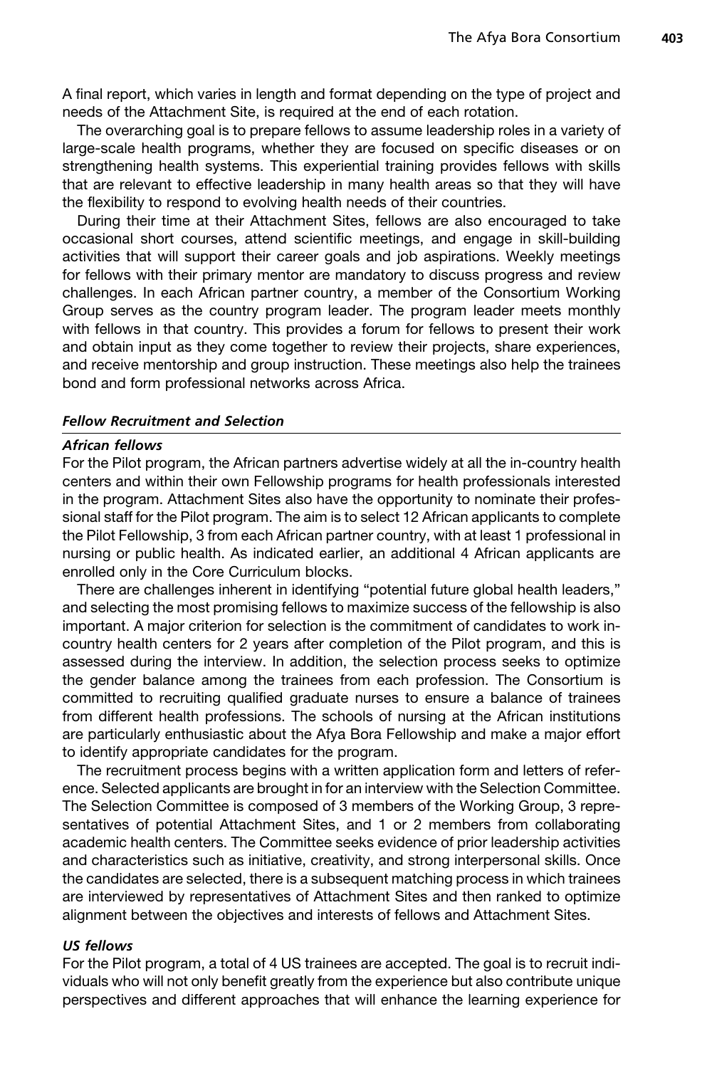A final report, which varies in length and format depending on the type of project and needs of the Attachment Site, is required at the end of each rotation.

The overarching goal is to prepare fellows to assume leadership roles in a variety of large-scale health programs, whether they are focused on specific diseases or on strengthening health systems. This experiential training provides fellows with skills that are relevant to effective leadership in many health areas so that they will have the flexibility to respond to evolving health needs of their countries.

During their time at their Attachment Sites, fellows are also encouraged to take occasional short courses, attend scientific meetings, and engage in skill-building activities that will support their career goals and job aspirations. Weekly meetings for fellows with their primary mentor are mandatory to discuss progress and review challenges. In each African partner country, a member of the Consortium Working Group serves as the country program leader. The program leader meets monthly with fellows in that country. This provides a forum for fellows to present their work and obtain input as they come together to review their projects, share experiences, and receive mentorship and group instruction. These meetings also help the trainees bond and form professional networks across Africa.

### *Fellow Recruitment and Selection*

#### *African fellows*

For the Pilot program, the African partners advertise widely at all the in-country health centers and within their own Fellowship programs for health professionals interested in the program. Attachment Sites also have the opportunity to nominate their professional staff for the Pilot program. The aim is to select 12 African applicants to complete the Pilot Fellowship, 3 from each African partner country, with at least 1 professional in nursing or public health. As indicated earlier, an additional 4 African applicants are enrolled only in the Core Curriculum blocks.

There are challenges inherent in identifying "potential future global health leaders," and selecting the most promising fellows to maximize success of the fellowship is also important. A major criterion for selection is the commitment of candidates to work in-country health centers for 2 years after completion of the Pilot program, and this is assessed during the interview. In addition, the selection process seeks to optimize the gender balance among the trainees from each profession. The Consortium is committed to recruiting qualified graduate nurses to ensure a balance of trainees from different health professions. The schools of nursing at the African institutions are particularly enthusiastic about the Afya Bora Fellowship and make a major effort to identify appropriate candidates for the program.

The recruitment process begins with a written application form and letters of reference. Selected applicants are brought in for an interview with the Selection Committee. The Selection Committee is composed of 3 members of the Working Group, 3 representatives of potential Attachment Sites, and 1 or 2 members from collaborating academic health centers. The Committee seeks evidence of prior leadership activities and characteristics such as initiative, creativity, and strong interpersonal skills. Once the candidates are selected, there is a subsequent matching process in which trainees are interviewed by representatives of Attachment Sites and then ranked to optimize alignment between the objectives and interests of fellows and Attachment Sites.

#### *US fellows*

For the Pilot program, a total of 4 US trainees are accepted. The goal is to recruit individuals who will not only benefit greatly from the experience but also contribute unique perspectives and different approaches that will enhance the learning experience for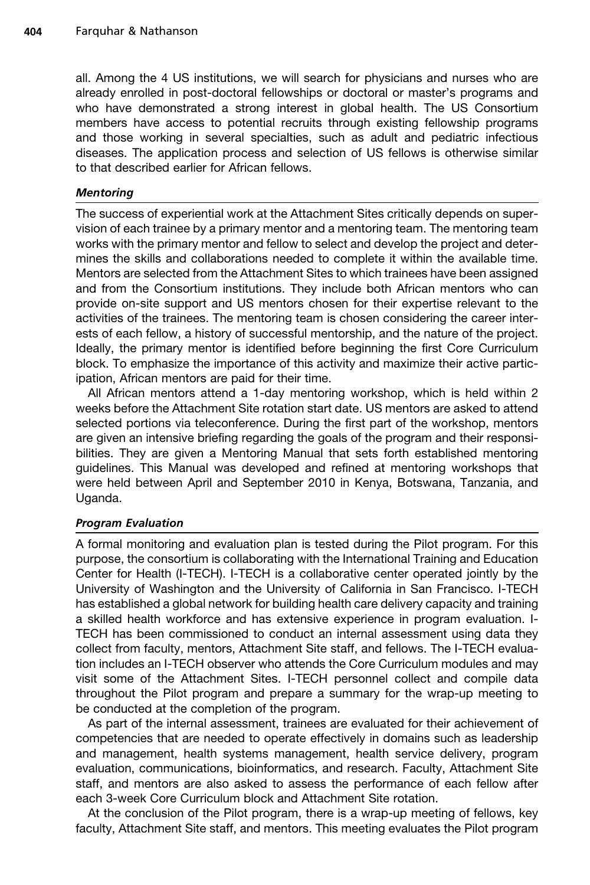all. Among the 4 US institutions, we will search for physicians and nurses who are already enrolled in post-doctoral fellowships or doctoral or master's programs and who have demonstrated a strong interest in global health. The US Consortium members have access to potential recruits through existing fellowship programs and those working in several specialties, such as adult and pediatric infectious diseases. The application process and selection of US fellows is otherwise similar to that described earlier for African fellows.

### *Mentoring*

The success of experiential work at the Attachment Sites critically depends on supervision of each trainee by a primary mentor and a mentoring team. The mentoring team works with the primary mentor and fellow to select and develop the project and determines the skills and collaborations needed to complete it within the available time. Mentors are selected from the Attachment Sites to which trainees have been assigned and from the Consortium institutions. They include both African mentors who can provide on-site support and US mentors chosen for their expertise relevant to the activities of the trainees. The mentoring team is chosen considering the career interests of each fellow, a history of successful mentorship, and the nature of the project. Ideally, the primary mentor is identified before beginning the first Core Curriculum block. To emphasize the importance of this activity and maximize their active participation, African mentors are paid for their time.

All African mentors attend a 1-day mentoring workshop, which is held within 2 weeks before the Attachment Site rotation start date. US mentors are asked to attend selected portions via teleconference. During the first part of the workshop, mentors are given an intensive briefing regarding the goals of the program and their responsibilities. They are given a Mentoring Manual that sets forth established mentoring guidelines. This Manual was developed and refined at mentoring workshops that were held between April and September 2010 in Kenya, Botswana, Tanzania, and Uganda.

### *Program Evaluation*

A formal monitoring and evaluation plan is tested during the Pilot program. For this purpose, the consortium is collaborating with the International Training and Education Center for Health (I-TECH). I-TECH is a collaborative center operated jointly by the University of Washington and the University of California in San Francisco. I-TECH has established a global network for building health care delivery capacity and training a skilled health workforce and has extensive experience in program evaluation. I-TECH has been commissioned to conduct an internal assessment using data they collect from faculty, mentors, Attachment Site staff, and fellows. The I-TECH evaluation includes an I-TECH observer who attends the Core Curriculum modules and may visit some of the Attachment Sites. I-TECH personnel collect and compile data throughout the Pilot program and prepare a summary for the wrap-up meeting to be conducted at the completion of the program.

As part of the internal assessment, trainees are evaluated for their achievement of competencies that are needed to operate effectively in domains such as leadership and management, health systems management, health service delivery, program evaluation, communications, bioinformatics, and research. Faculty, Attachment Site staff, and mentors are also asked to assess the performance of each fellow after each 3-week Core Curriculum block and Attachment Site rotation.

At the conclusion of the Pilot program, there is a wrap-up meeting of fellows, key faculty, Attachment Site staff, and mentors. This meeting evaluates the Pilot program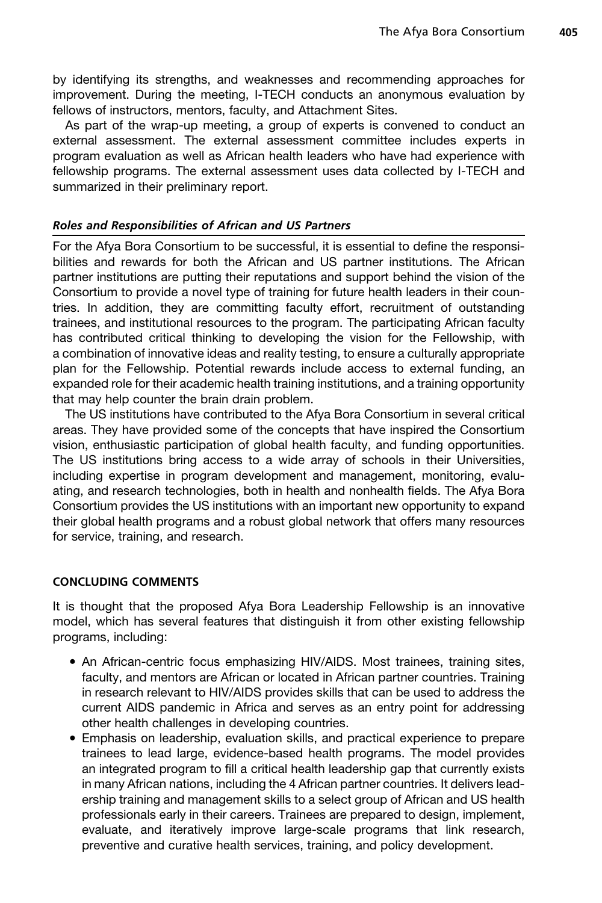by identifying its strengths, and weaknesses and recommending approaches for improvement. During the meeting, I-TECH conducts an anonymous evaluation by fellows of instructors, mentors, faculty, and Attachment Sites.

As part of the wrap-up meeting, a group of experts is convened to conduct an external assessment. The external assessment committee includes experts in program evaluation as well as African health leaders who have had experience with fellowship programs. The external assessment uses data collected by I-TECH and summarized in their preliminary report.

### *Roles and Responsibilities of African and US Partners*

For the Afya Bora Consortium to be successful, it is essential to define the responsibilities and rewards for both the African and US partner institutions. The African partner institutions are putting their reputations and support behind the vision of the Consortium to provide a novel type of training for future health leaders in their countries. In addition, they are committing faculty effort, recruitment of outstanding trainees, and institutional resources to the program. The participating African faculty has contributed critical thinking to developing the vision for the Fellowship, with a combination of innovative ideas and reality testing, to ensure a culturally appropriate plan for the Fellowship. Potential rewards include access to external funding, an expanded role for their academic health training institutions, and a training opportunity that may help counter the brain drain problem.

The US institutions have contributed to the Afya Bora Consortium in several critical areas. They have provided some of the concepts that have inspired the Consortium vision, enthusiastic participation of global health faculty, and funding opportunities. The US institutions bring access to a wide array of schools in their Universities, including expertise in program development and management, monitoring, evaluating, and research technologies, both in health and nonhealth fields. The Afya Bora Consortium provides the US institutions with an important new opportunity to expand their global health programs and a robust global network that offers many resources for service, training, and research.

## CONCLUDING COMMENTS

It is thought that the proposed Afya Bora Leadership Fellowship is an innovative model, which has several features that distinguish it from other existing fellowship programs, including:

- An African-centric focus emphasizing HIV/AIDS. Most trainees, training sites, faculty, and mentors are African or located in African partner countries. Training in research relevant to HIV/AIDS provides skills that can be used to address the current AIDS pandemic in Africa and serves as an entry point for addressing other health challenges in developing countries.
- Emphasis on leadership, evaluation skills, and practical experience to prepare trainees to lead large, evidence-based health programs. The model provides an integrated program to fill a critical health leadership gap that currently exists in many African nations, including the 4 African partner countries. It delivers leadership training and management skills to a select group of African and US health professionals early in their careers. Trainees are prepared to design, implement, evaluate, and iteratively improve large-scale programs that link research, preventive and curative health services, training, and policy development.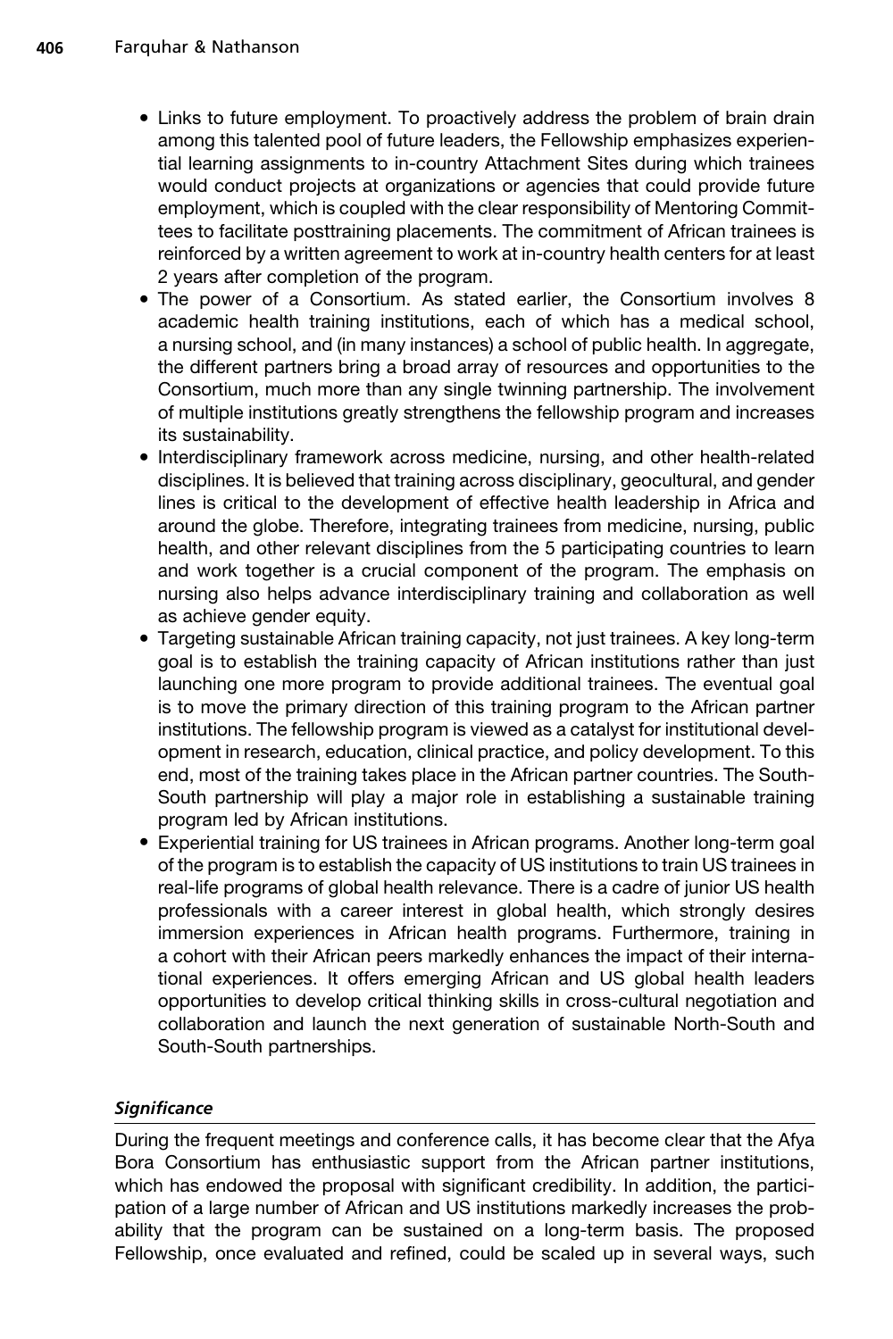- Links to future employment. To proactively address the problem of brain drain among this talented pool of future leaders, the Fellowship emphasizes experiential learning assignments to in-country Attachment Sites during which trainees would conduct projects at organizations or agencies that could provide future employment, which is coupled with the clear responsibility of Mentoring Committees to facilitate posttraining placements. The commitment of African trainees is reinforced by a written agreement to work at in-country health centers for at least 2 years after completion of the program.
- The power of a Consortium. As stated earlier, the Consortium involves 8 academic health training institutions, each of which has a medical school, a nursing school, and (in many instances) a school of public health. In aggregate, the different partners bring a broad array of resources and opportunities to the Consortium, much more than any single twinning partnership. The involvement of multiple institutions greatly strengthens the fellowship program and increases its sustainability.
- Interdisciplinary framework across medicine, nursing, and other health-related disciplines. It is believed that training across disciplinary, geocultural, and gender lines is critical to the development of effective health leadership in Africa and around the globe. Therefore, integrating trainees from medicine, nursing, public health, and other relevant disciplines from the 5 participating countries to learn and work together is a crucial component of the program. The emphasis on nursing also helps advance interdisciplinary training and collaboration as well as achieve gender equity.
- Targeting sustainable African training capacity, not just trainees. A key long-term goal is to establish the training capacity of African institutions rather than just launching one more program to provide additional trainees. The eventual goal is to move the primary direction of this training program to the African partner institutions. The fellowship program is viewed as a catalyst for institutional development in research, education, clinical practice, and policy development. To this end, most of the training takes place in the African partner countries. The South-South partnership will play a major role in establishing a sustainable training program led by African institutions.
- Experiential training for US trainees in African programs. Another long-term goal of the program is to establish the capacity of US institutions to train US trainees in real-life programs of global health relevance. There is a cadre of junior US health professionals with a career interest in global health, which strongly desires immersion experiences in African health programs. Furthermore, training in a cohort with their African peers markedly enhances the impact of their international experiences. It offers emerging African and US global health leaders opportunities to develop critical thinking skills in cross-cultural negotiation and collaboration and launch the next generation of sustainable North-South and South-South partnerships.

### *Significance*

During the frequent meetings and conference calls, it has become clear that the Afya Bora Consortium has enthusiastic support from the African partner institutions, which has endowed the proposal with significant credibility. In addition, the participation of a large number of African and US institutions markedly increases the probability that the program can be sustained on a long-term basis. The proposed Fellowship, once evaluated and refined, could be scaled up in several ways, such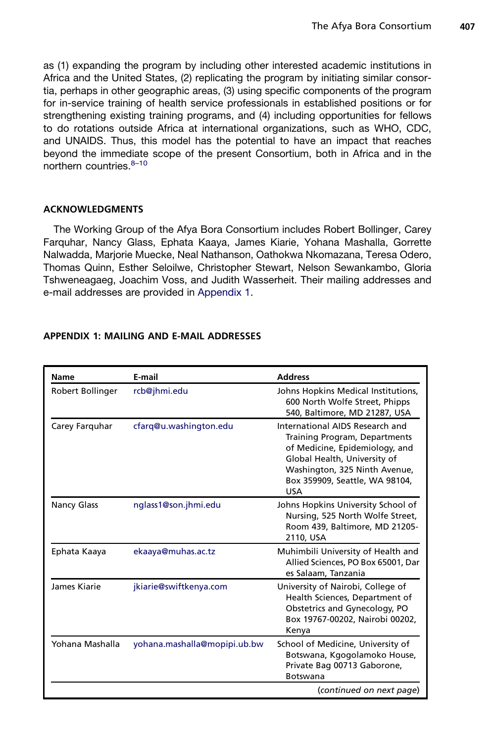as (1) expanding the program by including other interested academic institutions in Africa and the United States, (2) replicating the program by initiating similar consortia, perhaps in other geographic areas, (3) using specific components of the program for in-service training of health service professionals in established positions or for strengthening existing training programs, and (4) including opportunities for fellows to do rotations outside Africa at international organizations, such as WHO, CDC, and UNAIDS. Thus, this model has the potential to have an impact that reaches beyond the immediate scope of the present Consortium, both in Africa and in the northern countries.[8–10]

## ACKNOWLEDGMENTS

The Working Group of the Afya Bora Consortium includes Robert Bollinger, Carey Farquhar, Nancy Glass, Ephata Kaaya, James Kiarie, Yohana Mashalla, Gorrette Nalwadda, Marjorie Muecke, Neal Nathanson, Oathokwa Nkomazana, Teresa Odero, Thomas Quinn, Esther Seloilwe, Christopher Stewart, Nelson Sewankambo, Gloria Tshweneagaeg, Joachim Voss, and Judith Wasserheit. Their mailing addresses and e-mail addresses are provided in Appendix 1.

## APPENDIX 1: MAILING AND E-MAIL ADDRESSES

| Name | E-mail | Address |
|---|---|---|
| Robert Bollinger | rcb@jhmi.edu | Johns Hopkins Medical Institutions, 600 North Wolfe Street, Phipps 540, Baltimore, MD 21287, USA |
| Carey Farquhar | cfarq@u.washington.edu | International AIDS Research and Training Program, Departments of Medicine, Epidemiology, and Global Health, University of Washington, 325 Ninth Avenue, Box 359909, Seattle, WA 98104, USA |
| Nancy Glass | nglass1@son.jhmi.edu | Johns Hopkins University School of Nursing, 525 North Wolfe Street, Room 439, Baltimore, MD 21205-2110, USA |
| Ephata Kaaya | ekaaya@muhas.ac.tz | Muhimbili University of Health and Allied Sciences, PO Box 65001, Dar es Salaam, Tanzania |
| James Kiarie | jkiarie@swiftkenya.com | University of Nairobi, College of Health Sciences, Department of Obstetrics and Gynecology, PO Box 19767-00202, Nairobi 00202, Kenya |
| Yohana Mashalla | yohana.mashalla@mopipi.ub.bw | School of Medicine, University of Botswana, Kgogolamoko House, Private Bag 00713 Gaborone, Botswana |

(*continued on next page*)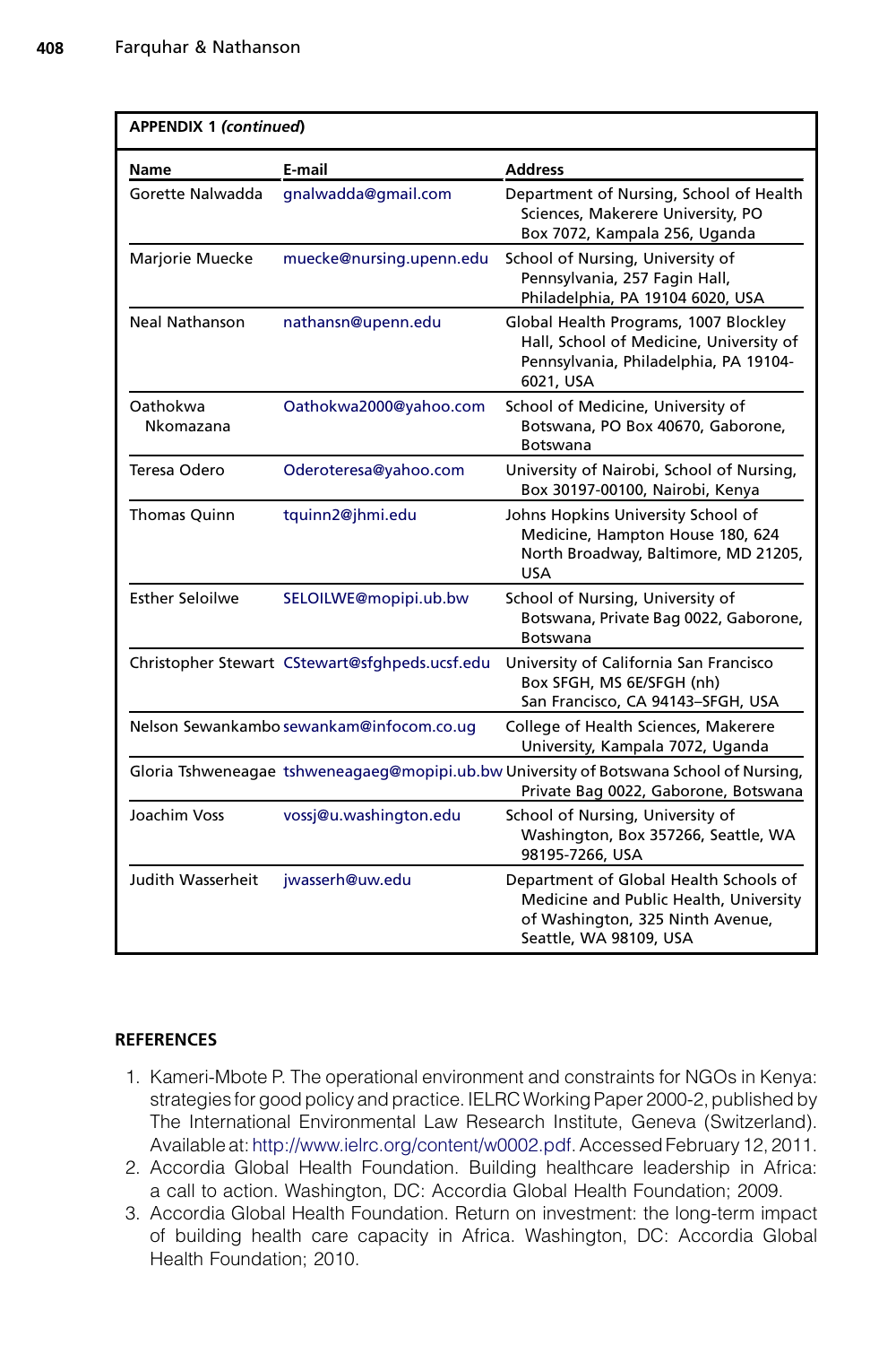**APPENDIX 1 *(continued)***

| Name | E-mail | Address |
|---|---|---|
| Gorette Nalwadda | gnalwadda@gmail.com | Department of Nursing, School of Health Sciences, Makerere University, PO Box 7072, Kampala 256, Uganda |
| Marjorie Muecke | muecke@nursing.upenn.edu | School of Nursing, University of Pennsylvania, 257 Fagin Hall, Philadelphia, PA 19104 6020, USA |
| Neal Nathanson | nathansn@upenn.edu | Global Health Programs, 1007 Blockley Hall, School of Medicine, University of Pennsylvania, Philadelphia, PA 19104-6021, USA |
| Oathokwa Nkomazana | Oathokwa2000@yahoo.com | School of Medicine, University of Botswana, PO Box 40670, Gaborone, Botswana |
| Teresa Odero | Oderoteresa@yahoo.com | University of Nairobi, School of Nursing, Box 30197-00100, Nairobi, Kenya |
| Thomas Quinn | tquinn2@jhmi.edu | Johns Hopkins University School of Medicine, Hampton House 180, 624 North Broadway, Baltimore, MD 21205, USA |
| Esther Seloilwe | SELOILWE@mopipi.ub.bw | School of Nursing, University of Botswana, Private Bag 0022, Gaborone, Botswana |
| Christopher Stewart | CStewart@sfghpeds.ucsf.edu | University of California San Francisco Box SFGH, MS 6E/SFGH (nh) San Francisco, CA 94143–SFGH, USA |
| Nelson Sewankambo | sewankam@infocom.co.ug | College of Health Sciences, Makerere University, Kampala 7072, Uganda |
| Gloria Tshweneagae | tshweneagaeg@mopipi.ub.bw | University of Botswana School of Nursing, Private Bag 0022, Gaborone, Botswana |
| Joachim Voss | vossj@u.washington.edu | School of Nursing, University of Washington, Box 357266, Seattle, WA 98195-7266, USA |
| Judith Wasserheit | jwasserh@uw.edu | Department of Global Health Schools of Medicine and Public Health, University of Washington, 325 Ninth Avenue, Seattle, WA 98109, USA |

## REFERENCES

1. Kameri-Mbote P. The operational environment and constraints for NGOs in Kenya: strategies for good policy and practice. IELRC Working Paper 2000-2, published by The International Environmental Law Research Institute, Geneva (Switzerland). Available at: http://www.ielrc.org/content/w0002.pdf. Accessed February 12, 2011.
2. Accordia Global Health Foundation. Building healthcare leadership in Africa: a call to action. Washington, DC: Accordia Global Health Foundation; 2009.
3. Accordia Global Health Foundation. Return on investment: the long-term impact of building health care capacity in Africa. Washington, DC: Accordia Global Health Foundation; 2010.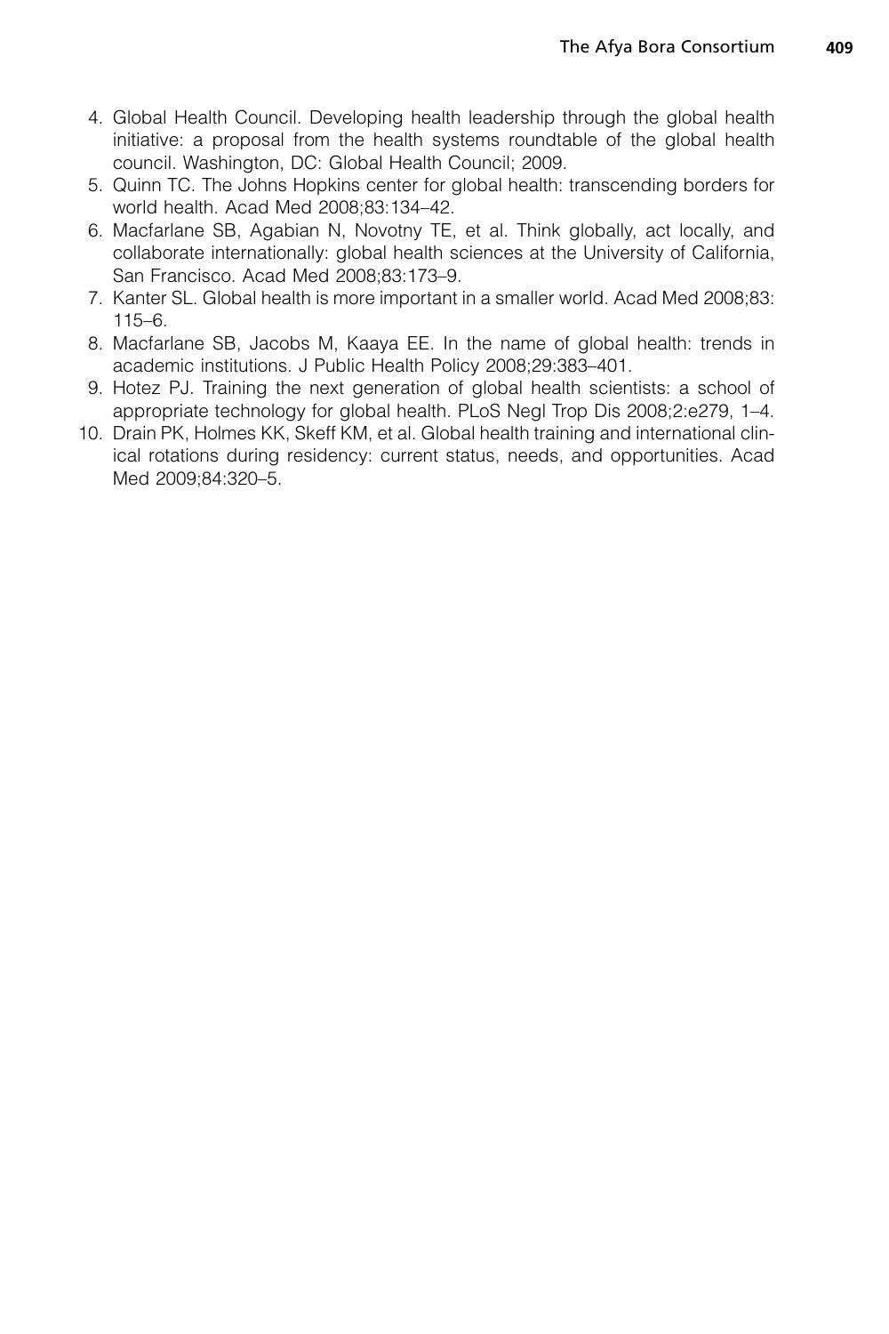4. Global Health Council. Developing health leadership through the global health initiative: a proposal from the health systems roundtable of the global health council. Washington, DC: Global Health Council; 2009.
5. Quinn TC. The Johns Hopkins center for global health: transcending borders for world health. Acad Med 2008;83:134–42.
6. Macfarlane SB, Agabian N, Novotny TE, et al. Think globally, act locally, and collaborate internationally: global health sciences at the University of California, San Francisco. Acad Med 2008;83:173–9.
7. Kanter SL. Global health is more important in a smaller world. Acad Med 2008;83: 115–6.
8. Macfarlane SB, Jacobs M, Kaaya EE. In the name of global health: trends in academic institutions. J Public Health Policy 2008;29:383–401.
9. Hotez PJ. Training the next generation of global health scientists: a school of appropriate technology for global health. PLoS Negl Trop Dis 2008;2:e279, 1–4.
10. Drain PK, Holmes KK, Skeff KM, et al. Global health training and international clinical rotations during residency: current status, needs, and opportunities. Acad Med 2009;84:320–5.